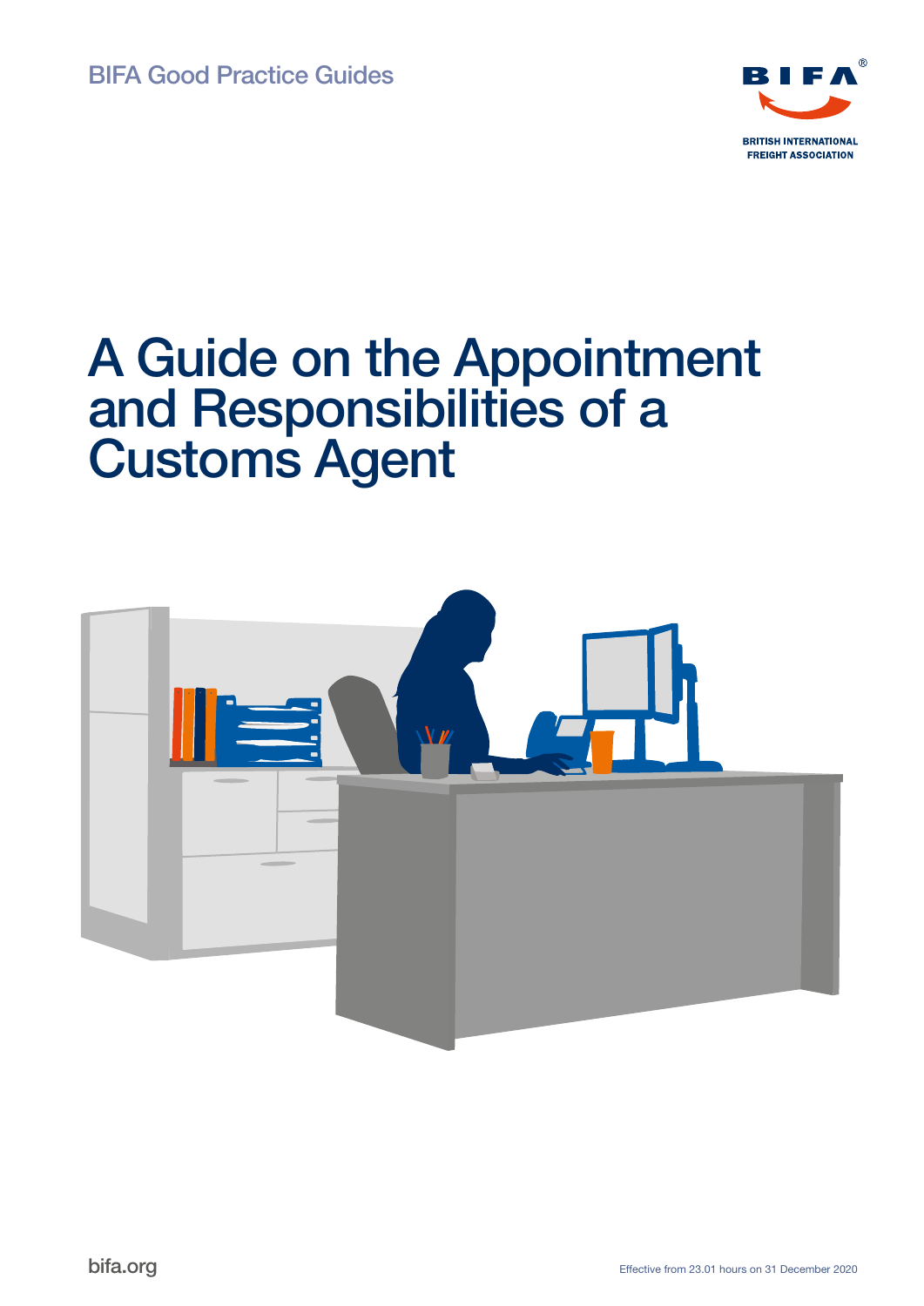BIFA Good Practice Guides

BIFA

BRITISH INTERNATIONAL FREIGHT ASSOCIATION

# A Guide on the Appointment and Responsibilities of a Customs Agent

bifa.org

Effective from 23.01 hours on 31 December 2020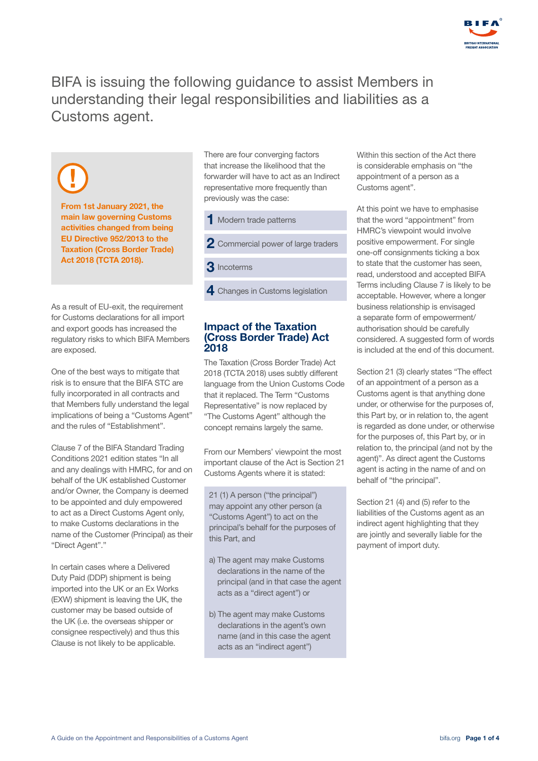# BIFA is issuing the following guidance to assist Members in understanding their legal responsibilities and liabilities as a Customs agent.

**From 1st January 2021, the main law governing Customs activities changed from being EU Directive 952/2013 to the Taxation (Cross Border Trade) Act 2018 (TCTA 2018).**

As a result of EU-exit, the requirement for Customs declarations for all import and export goods has increased the regulatory risks to which BIFA Members are exposed.

One of the best ways to mitigate that risk is to ensure that the BIFA STC are fully incorporated in all contracts and that Members fully understand the legal implications of being a "Customs Agent" and the rules of "Establishment".

Clause 7 of the BIFA Standard Trading Conditions 2021 edition states "In all and any dealings with HMRC, for and on behalf of the UK established Customer and/or Owner, the Company is deemed to be appointed and duly empowered to act as a Direct Customs Agent only, to make Customs declarations in the name of the Customer (Principal) as their "Direct Agent"."

In certain cases where a Delivered Duty Paid (DDP) shipment is being imported into the UK or an Ex Works (EXW) shipment is leaving the UK, the customer may be based outside of the UK (i.e. the overseas shipper or consignee respectively) and thus this Clause is not likely to be applicable.

There are four converging factors that increase the likelihood that the forwarder will have to act as an Indirect representative more frequently than previously was the case:

1. Modern trade patterns
2. Commercial power of large traders
3. Incoterms
4. Changes in Customs legislation

## Impact of the Taxation (Cross Border Trade) Act 2018

The Taxation (Cross Border Trade) Act 2018 (TCTA 2018) uses subtly different language from the Union Customs Code that it replaced. The Term "Customs Representative" is now replaced by "The Customs Agent" although the concept remains largely the same.

From our Members' viewpoint the most important clause of the Act is Section 21 Customs Agents where it is stated:

> 21 (1) A person ("the principal") may appoint any other person (a "Customs Agent") to act on the principal's behalf for the purposes of this Part, and
>
> a) The agent may make Customs declarations in the name of the principal (and in that case the agent acts as a "direct agent") or
>
> b) The agent may make Customs declarations in the agent's own name (and in this case the agent acts as an "indirect agent")

Within this section of the Act there is considerable emphasis on "the appointment of a person as a Customs agent".

At this point we have to emphasise that the word "appointment" from HMRC's viewpoint would involve positive empowerment. For single one-off consignments ticking a box to state that the customer has seen, read, understood and accepted BIFA Terms including Clause 7 is likely to be acceptable. However, where a longer business relationship is envisaged a separate form of empowerment/authorisation should be carefully considered. A suggested form of words is included at the end of this document.

Section 21 (3) clearly states "The effect of an appointment of a person as a Customs agent is that anything done under, or otherwise for the purposes of, this Part by, or in relation to, the agent is regarded as done under, or otherwise for the purposes of, this Part by, or in relation to, the principal (and not by the agent)". As direct agent the Customs agent is acting in the name of and on behalf of "the principal".

Section 21 (4) and (5) refer to the liabilities of the Customs agent as an indirect agent highlighting that they are jointly and severally liable for the payment of import duty.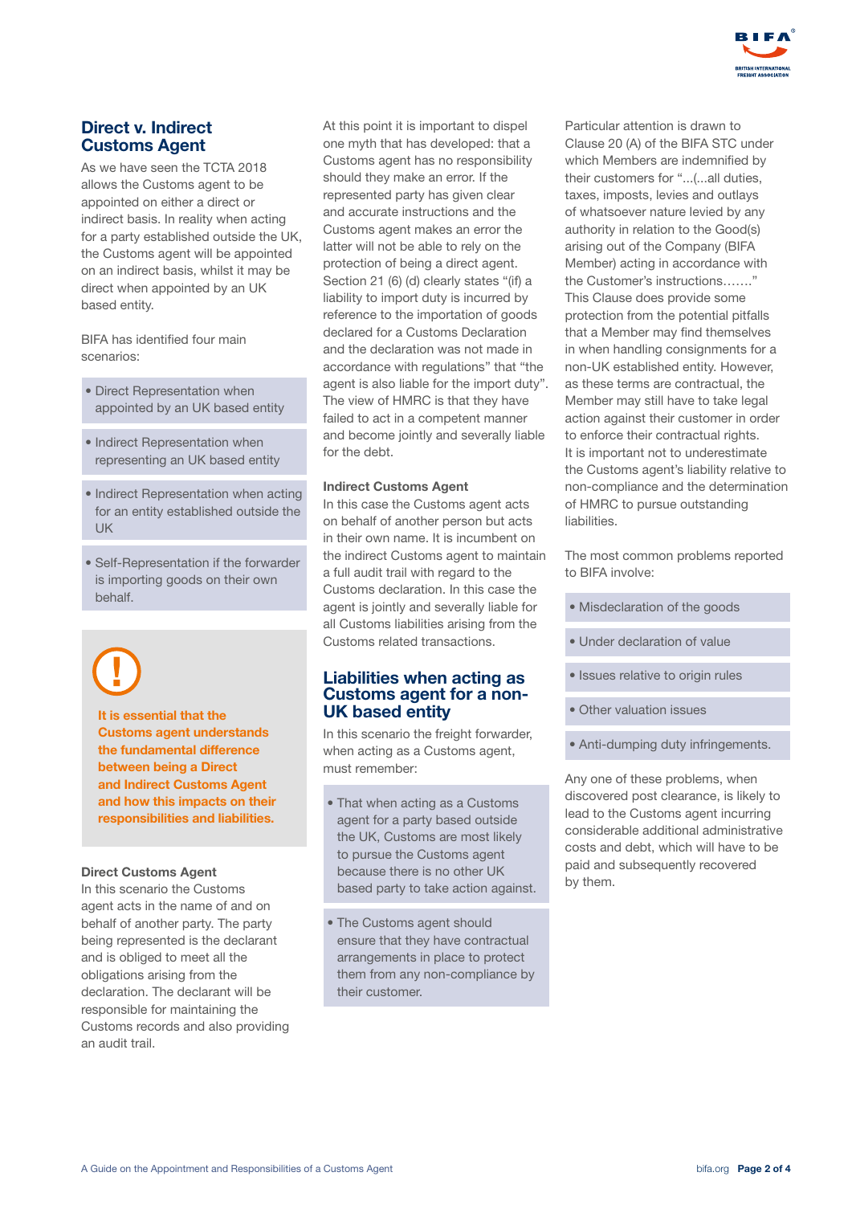## Direct v. Indirect Customs Agent

As we have seen the TCTA 2018 allows the Customs agent to be appointed on either a direct or indirect basis. In reality when acting for a party established outside the UK, the Customs agent will be appointed on an indirect basis, whilst it may be direct when appointed by an UK based entity.

BIFA has identified four main scenarios:

- Direct Representation when appointed by an UK based entity
- Indirect Representation when representing an UK based entity
- Indirect Representation when acting for an entity established outside the UK
- Self-Representation if the forwarder is importing goods on their own behalf.

**It is essential that the Customs agent understands the fundamental difference between being a Direct and Indirect Customs Agent and how this impacts on their responsibilities and liabilities.**

### Direct Customs Agent

In this scenario the Customs agent acts in the name of and on behalf of another party. The party being represented is the declarant and is obliged to meet all the obligations arising from the declaration. The declarant will be responsible for maintaining the Customs records and also providing an audit trail.

At this point it is important to dispel one myth that has developed: that a Customs agent has no responsibility should they make an error. If the represented party has given clear and accurate instructions and the Customs agent makes an error the latter will not be able to rely on the protection of being a direct agent. Section 21 (6) (d) clearly states "(if) a liability to import duty is incurred by reference to the importation of goods declared for a Customs Declaration and the declaration was not made in accordance with regulations" that "the agent is also liable for the import duty". The view of HMRC is that they have failed to act in a competent manner and become jointly and severally liable for the debt.

### Indirect Customs Agent

In this case the Customs agent acts on behalf of another person but acts in their own name. It is incumbent on the indirect Customs agent to maintain a full audit trail with regard to the Customs declaration. In this case the agent is jointly and severally liable for all Customs liabilities arising from the Customs related transactions.

## Liabilities when acting as Customs agent for a non-UK based entity

In this scenario the freight forwarder, when acting as a Customs agent, must remember:

- That when acting as a Customs agent for a party based outside the UK, Customs are most likely to pursue the Customs agent because there is no other UK based party to take action against.
- The Customs agent should ensure that they have contractual arrangements in place to protect them from any non-compliance by their customer.

Particular attention is drawn to Clause 20 (A) of the BIFA STC under which Members are indemnified by their customers for "...(...all duties, taxes, imposts, levies and outlays of whatsoever nature levied by any authority in relation to the Good(s) arising out of the Company (BIFA Member) acting in accordance with the Customer's instructions……."
This Clause does provide some protection from the potential pitfalls that a Member may find themselves in when handling consignments for a non-UK established entity. However, as these terms are contractual, the Member may still have to take legal action against their customer in order to enforce their contractual rights.
It is important not to underestimate the Customs agent's liability relative to non-compliance and the determination of HMRC to pursue outstanding liabilities.

The most common problems reported to BIFA involve:

- Misdeclaration of the goods
- Under declaration of value
- Issues relative to origin rules
- Other valuation issues
- Anti-dumping duty infringements.

Any one of these problems, when discovered post clearance, is likely to lead to the Customs agent incurring considerable additional administrative costs and debt, which will have to be paid and subsequently recovered by them.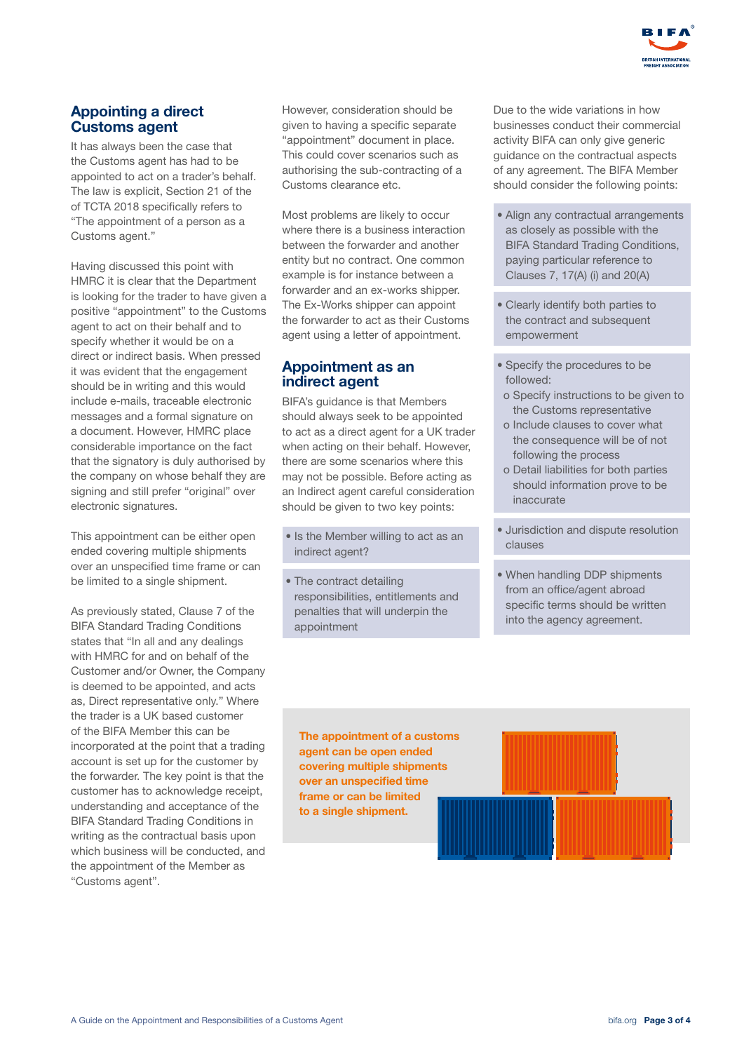## Appointing a direct Customs agent

It has always been the case that the Customs agent has had to be appointed to act on a trader's behalf. The law is explicit, Section 21 of the of TCTA 2018 specifically refers to "The appointment of a person as a Customs agent."

Having discussed this point with HMRC it is clear that the Department is looking for the trader to have given a positive "appointment" to the Customs agent to act on their behalf and to specify whether it would be on a direct or indirect basis. When pressed it was evident that the engagement should be in writing and this would include e-mails, traceable electronic messages and a formal signature on a document. However, HMRC place considerable importance on the fact that the signatory is duly authorised by the company on whose behalf they are signing and still prefer "original" over electronic signatures.

This appointment can be either open ended covering multiple shipments over an unspecified time frame or can be limited to a single shipment.

As previously stated, Clause 7 of the BIFA Standard Trading Conditions states that "In all and any dealings with HMRC for and on behalf of the Customer and/or Owner, the Company is deemed to be appointed, and acts as, Direct representative only." Where the trader is a UK based customer of the BIFA Member this can be incorporated at the point that a trading account is set up for the customer by the forwarder. The key point is that the customer has to acknowledge receipt, understanding and acceptance of the BIFA Standard Trading Conditions in writing as the contractual basis upon which business will be conducted, and the appointment of the Member as "Customs agent".

However, consideration should be given to having a specific separate "appointment" document in place. This could cover scenarios such as authorising the sub-contracting of a Customs clearance etc.

Most problems are likely to occur where there is a business interaction between the forwarder and another entity but no contract. One common example is for instance between a forwarder and an ex-works shipper. The Ex-Works shipper can appoint the forwarder to act as their Customs agent using a letter of appointment.

## Appointment as an indirect agent

BIFA's guidance is that Members should always seek to be appointed to act as a direct agent for a UK trader when acting on their behalf. However, there are some scenarios where this may not be possible. Before acting as an Indirect agent careful consideration should be given to two key points:

- Is the Member willing to act as an indirect agent?
- The contract detailing responsibilities, entitlements and penalties that will underpin the appointment

Due to the wide variations in how businesses conduct their commercial activity BIFA can only give generic guidance on the contractual aspects of any agreement. The BIFA Member should consider the following points:

- Align any contractual arrangements as closely as possible with the BIFA Standard Trading Conditions, paying particular reference to Clauses 7, 17(A) (i) and 20(A)
- Clearly identify both parties to the contract and subsequent empowerment
- Specify the procedures to be followed:
  - Specify instructions to be given to the Customs representative
  - Include clauses to cover what the consequence will be of not following the process
  - Detail liabilities for both parties should information prove to be inaccurate
- Jurisdiction and dispute resolution clauses
- When handling DDP shipments from an office/agent abroad specific terms should be written into the agency agreement.

**The appointment of a customs agent can be open ended covering multiple shipments over an unspecified time frame or can be limited to a single shipment.**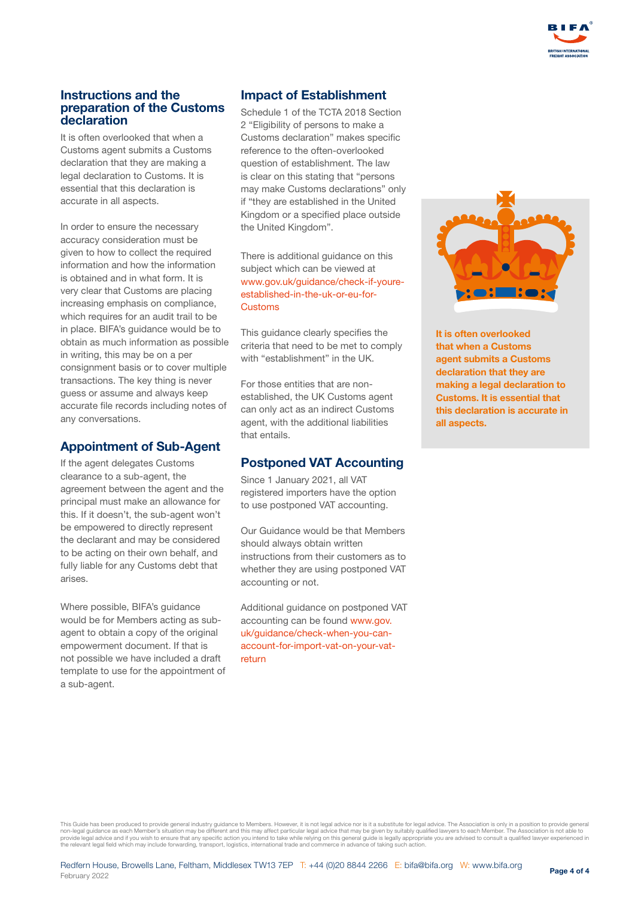## Instructions and the preparation of the Customs declaration

It is often overlooked that when a Customs agent submits a Customs declaration that they are making a legal declaration to Customs. It is essential that this declaration is accurate in all aspects.

In order to ensure the necessary accuracy consideration must be given to how to collect the required information and how the information is obtained and in what form. It is very clear that Customs are placing increasing emphasis on compliance, which requires for an audit trail to be in place. BIFA's guidance would be to obtain as much information as possible in writing, this may be on a per consignment basis or to cover multiple transactions. The key thing is never guess or assume and always keep accurate file records including notes of any conversations.

## Appointment of Sub-Agent

If the agent delegates Customs clearance to a sub-agent, the agreement between the agent and the principal must make an allowance for this. If it doesn't, the sub-agent won't be empowered to directly represent the declarant and may be considered to be acting on their own behalf, and fully liable for any Customs debt that arises.

Where possible, BIFA's guidance would be for Members acting as sub-agent to obtain a copy of the original empowerment document. If that is not possible we have included a draft template to use for the appointment of a sub-agent.

## Impact of Establishment

Schedule 1 of the TCTA 2018 Section 2 "Eligibility of persons to make a Customs declaration" makes specific reference to the often-overlooked question of establishment. The law is clear on this stating that "persons may make Customs declarations" only if "they are established in the United Kingdom or a specified place outside the United Kingdom".

There is additional guidance on this subject which can be viewed at www.gov.uk/guidance/check-if-youre-established-in-the-uk-or-eu-for-Customs

This guidance clearly specifies the criteria that need to be met to comply with "establishment" in the UK.

For those entities that are non-established, the UK Customs agent can only act as an indirect Customs agent, with the additional liabilities that entails.

## Postponed VAT Accounting

Since 1 January 2021, all VAT registered importers have the option to use postponed VAT accounting.

Our Guidance would be that Members should always obtain written instructions from their customers as to whether they are using postponed VAT accounting or not.

Additional guidance on postponed VAT accounting can be found www.gov.uk/guidance/check-when-you-can-account-for-import-vat-on-your-vat-return

**It is often overlooked that when a Customs agent submits a Customs declaration that they are making a legal declaration to Customs. It is essential that this declaration is accurate in all aspects.**

This Guide has been produced to provide general industry guidance to Members. However, it is not legal advice nor is it a substitute for legal advice. The Association is only in a position to provide general non-legal guidance as each Member's situation may be different and this may affect particular legal advice that may be given by suitably qualified lawyers to each Member. The Association is not able to provide legal advice and if you wish to ensure that any specific action you intend to take while relying on this general guide is legally appropriate you are advised to consult a qualified lawyer experienced in the relevant legal field which may include forwarding, transport, logistics, international trade and commerce in advance of taking such action.

Redfern House, Browells Lane, Feltham, Middlesex TW13 7EP T: +44 (0)20 8844 2266 E: bifa@bifa.org W: www.bifa.org
February 2022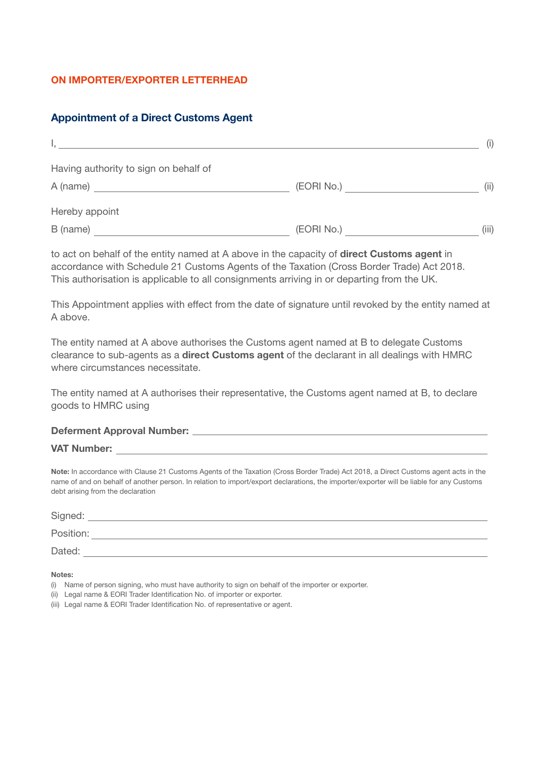**ON IMPORTER/EXPORTER LETTERHEAD**

## Appointment of a Direct Customs Agent

I, ______________________________________________________________ (i)

Having authority to sign on behalf of

A (name) ______________________________ (EORI No.) ____________________ (ii)

Hereby appoint

B (name) ______________________________ (EORI No.) ____________________ (iii)

to act on behalf of the entity named at A above in the capacity of **direct Customs agent** in accordance with Schedule 21 Customs Agents of the Taxation (Cross Border Trade) Act 2018. This authorisation is applicable to all consignments arriving in or departing from the UK.

This Appointment applies with effect from the date of signature until revoked by the entity named at A above.

The entity named at A above authorises the Customs agent named at B to delegate Customs clearance to sub-agents as a **direct Customs agent** of the declarant in all dealings with HMRC where circumstances necessitate.

The entity named at A authorises their representative, the Customs agent named at B, to declare goods to HMRC using

**Deferment Approval Number:** ______________________________________________

**VAT Number:** ______________________________________________

**Note:** In accordance with Clause 21 Customs Agents of the Taxation (Cross Border Trade) Act 2018, a Direct Customs agent acts in the name of and on behalf of another person. In relation to import/export declarations, the importer/exporter will be liable for any Customs debt arising from the declaration

Signed: ______________________________________________

Position: ______________________________________________

Dated: ______________________________________________

**Notes:**

(i) Name of person signing, who must have authority to sign on behalf of the importer or exporter.

(ii) Legal name & EORI Trader Identification No. of importer or exporter.

(iii) Legal name & EORI Trader Identification No. of representative or agent.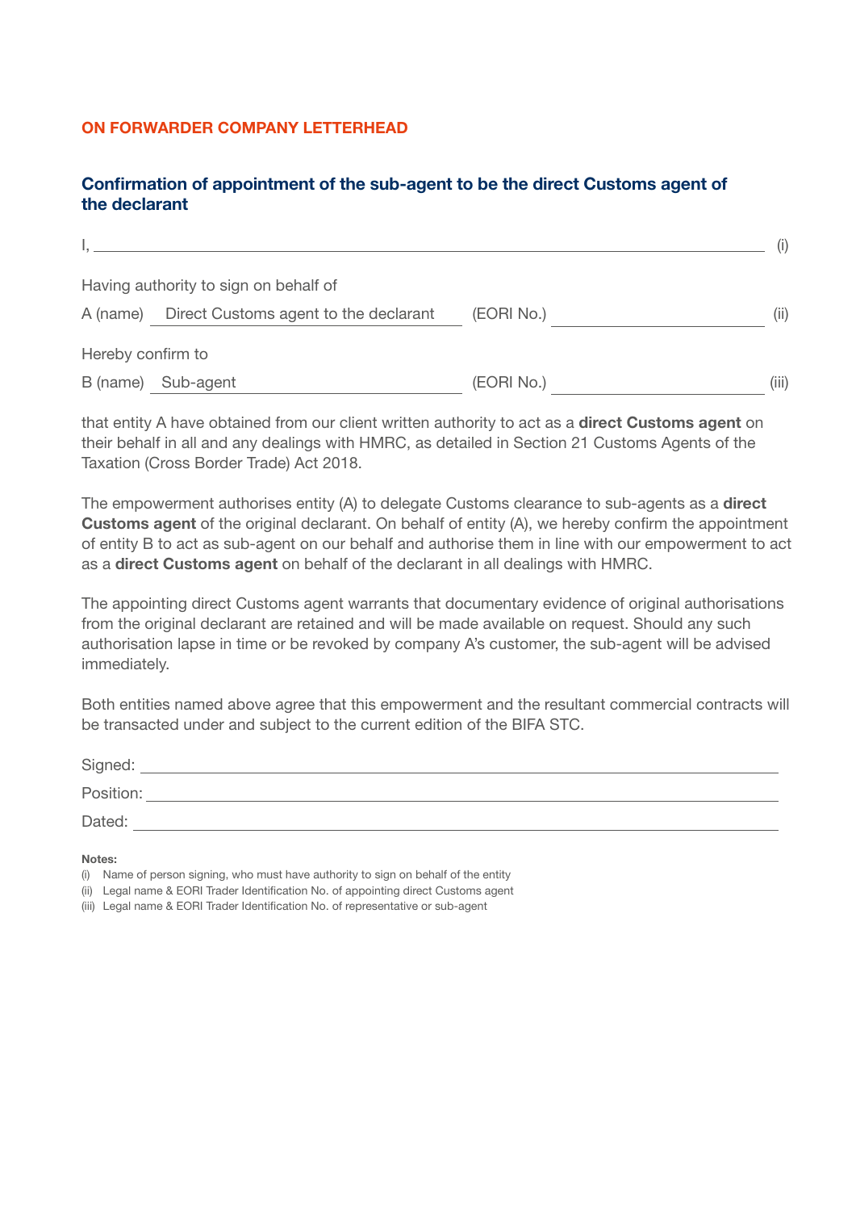**ON FORWARDER COMPANY LETTERHEAD**

## Confirmation of appointment of the sub-agent to be the direct Customs agent of the declarant

I, ______________________________________________ (i)

Having authority to sign on behalf of

A (name) Direct Customs agent to the declarant (EORI No.) ____________________ (ii)

Hereby confirm to

B (name) Sub-agent (EORI No.) ____________________ (iii)

that entity A have obtained from our client written authority to act as a **direct Customs agent** on their behalf in all and any dealings with HMRC, as detailed in Section 21 Customs Agents of the Taxation (Cross Border Trade) Act 2018.

The empowerment authorises entity (A) to delegate Customs clearance to sub-agents as a **direct Customs agent** of the original declarant. On behalf of entity (A), we hereby confirm the appointment of entity B to act as sub-agent on our behalf and authorise them in line with our empowerment to act as a **direct Customs agent** on behalf of the declarant in all dealings with HMRC.

The appointing direct Customs agent warrants that documentary evidence of original authorisations from the original declarant are retained and will be made available on request. Should any such authorisation lapse in time or be revoked by company A's customer, the sub-agent will be advised immediately.

Both entities named above agree that this empowerment and the resultant commercial contracts will be transacted under and subject to the current edition of the BIFA STC.

Signed: ______________________________________________

Position: ______________________________________________

Dated: ______________________________________________

**Notes:**

(i) Name of person signing, who must have authority to sign on behalf of the entity

(ii) Legal name & EORI Trader Identification No. of appointing direct Customs agent

(iii) Legal name & EORI Trader Identification No. of representative or sub-agent